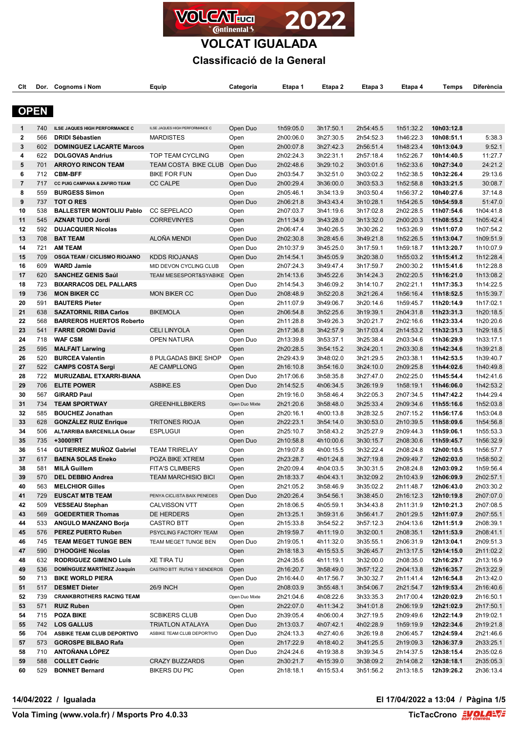# VOLCAT 2022

## VOLCAT IGUALADA

### Classificació de la General

## OPEN

| Clt | Dor. | Cognoms i Nom | Equip | Categoria | Etapa 1 | Etapa 2 | Etapa 3 | Etapa 4 | Temps | Diferència |
|---|---|---|---|---|---|---|---|---|---|---|
| 1 | 740 | **ILSE JAQUES HIGH PERFORMANCE C** | ILSE JAQUES HIGH PERFORMANCE C | Open Duo | 1h59:05.0 | 3h17:50.1 | 2h54:45.5 | 1h51:32.2 | **10h03:12.8** | |
| 2 | 566 | **DRIDI Sébastien** | MARDISTES | Open | 2h00:06.0 | 3h27:30.5 | 2h54:52.3 | 1h46:22.3 | **10h08:51.1** | 5:38.3 |
| 3 | 602 | **DOMINGUEZ LACARTE Marcos** | | Open | 2h00:07.8 | 3h27:42.3 | 2h56:51.4 | 1h48:23.4 | **10h13:04.9** | 9:52.1 |
| 4 | 622 | **DOLGOVAS Andrius** | TOP TEAM CYCLING | Open | 2h02:24.3 | 3h22:31.1 | 2h57:18.4 | 1h52:26.7 | **10h14:40.5** | 11:27.7 |
| 5 | 701 | **ARROYO RINCON TEAM** | TEAM COSTA BIKE CLUB | Open Duo | 2h02:48.6 | 3h29:10.2 | 3h03:01.6 | 1h52:33.6 | **10h27:34.0** | 24:21.2 |
| 6 | 712 | **CBM-BFF** | BIKE FOR FUN | Open Duo | 2h03:54.7 | 3h32:51.0 | 3h03:02.2 | 1h52:38.5 | **10h32:26.4** | 29:13.6 |
| 7 | 717 | **CC PUIG CAMPANA & ZAFIRO TEAM** | CC CALPE | Open Duo | 2h00:29.4 | 3h36:00.0 | 3h03:53.3 | 1h52:58.8 | **10h33:21.5** | 30:08.7 |
| 8 | 559 | **BURGESS Simon** | | Open | 2h05:46.1 | 3h34:13.9 | 3h03:50.4 | 1h56:37.2 | **10h40:27.6** | 37:14.8 |
| 9 | 737 | **TOT O RES** | | Open Duo | 2h06:21.8 | 3h43:43.4 | 3h10:28.1 | 1h54:26.5 | **10h54:59.8** | 51:47.0 |
| 10 | 538 | **BALLESTER MONTOLIU Pablo** | CC SEPELACO | Open | 2h07:03.7 | 3h41:19.6 | 3h17:02.8 | 2h02:28.5 | **11h07:54.6** | 1h04:41.8 |
| 11 | 545 | **AZNAR TUDO Jordi** | CORREVINYES | Open | 2h11:34.9 | 3h43:28.0 | 3h13:32.0 | 2h00:20.3 | **11h08:55.2** | 1h05:42.4 |
| 12 | 592 | **DUJACQUIER Nicolas** | | Open | 2h06:47.4 | 3h40:26.5 | 3h30:26.2 | 1h53:26.9 | **11h11:07.0** | 1h07:54.2 |
| 13 | 708 | **BAT TEAM** | ALOÑA MENDI | Open Duo | 2h02:30.8 | 3h28:45.6 | 3h49:21.8 | 1h52:26.5 | **11h13:04.7** | 1h09:51.9 |
| 14 | 721 | **AM TEAM** | | Open Duo | 2h10:37.9 | 3h45:25.0 | 3h17:59.1 | 1h59:18.7 | **11h13:20.7** | 1h10:07.9 |
| 15 | 709 | **OSGA TEAM / CICLISMO RIOJANO** | KDDS RIOJANAS | Open Duo | 2h14:54.1 | 3h45:05.9 | 3h20:38.0 | 1h55:03.2 | **11h15:41.2** | 1h12:28.4 |
| 16 | 609 | **WARD Jamie** | MID DEVON CYCLING CLUB | Open | 2h07:24.3 | 3h49:47.4 | 3h17:59.7 | 2h00:30.2 | **11h15:41.6** | 1h12:28.8 |
| 17 | 620 | **SANCHEZ GENIS Saúl** | TEAM MESESPORT&SYABIKE | Open | 2h14:13.6 | 3h45:22.6 | 3h14:24.3 | 2h02:20.5 | **11h16:21.0** | 1h13:08.2 |
| 18 | 723 | **BIXARRACOS DEL PALLARS** | | Open Duo | 2h14:54.3 | 3h46:09.2 | 3h14:10.7 | 2h02:21.1 | **11h17:35.3** | 1h14:22.5 |
| 19 | 736 | **MON BIKER CC** | MON BIKER CC | Open Duo | 2h08:48.9 | 3h52:20.8 | 3h21:26.4 | 1h56:16.4 | **11h18:52.5** | 1h15:39.7 |
| 20 | 591 | **BAUTERS Pieter** | | Open | 2h11:07.9 | 3h49:06.7 | 3h20:14.6 | 1h59:45.7 | **11h20:14.9** | 1h17:02.1 |
| 21 | 638 | **SAZATORNIL RIBA Carlos** | BIKEMOLA | Open | 2h06:54.8 | 3h52:25.6 | 3h19:39.1 | 2h04:31.8 | **11h23:31.3** | 1h20:18.5 |
| 22 | 568 | **BARREROS HUERTOS Roberto** | | Open | 2h11:28.8 | 3h49:26.3 | 3h20:21.7 | 2h02:16.6 | **11h23:33.4** | 1h20:20.6 |
| 23 | 541 | **FARRE OROMI David** | CELI LINYOLA | Open | 2h17:36.8 | 3h42:57.9 | 3h17:03.4 | 2h14:53.2 | **11h32:31.3** | 1h29:18.5 |
| 24 | 718 | **WAF CSM** | OPEN NATURA | Open Duo | 2h13:39.8 | 3h53:37.1 | 3h25:38.4 | 2h03:34.6 | **11h36:29.9** | 1h33:17.1 |
| 25 | 595 | **MALFAIT Larwing** | | Open | 2h20:28.5 | 3h54:15.2 | 3h24:20.1 | 2h03:30.8 | **11h42:34.6** | 1h39:21.8 |
| 26 | 520 | **BURCEA Valentin** | 8 PULGADAS BIKE SHOP | Open | 2h29:43.9 | 3h48:02.0 | 3h21:29.5 | 2h03:38.1 | **11h42:53.5** | 1h39:40.7 |
| 27 | 522 | **CAMPS COSTA Sergi** | AE CAMPLLONG | Open | 2h16:10.8 | 3h54:16.0 | 3h24:10.0 | 2h09:25.8 | **11h44:02.6** | 1h40:49.8 |
| 28 | 722 | **MURUZABAL ETXARRI-BIANA** | | Open Duo | 2h17:06.6 | 3h58:35.8 | 3h27:47.0 | 2h02:25.0 | **11h45:54.4** | 1h42:41.6 |
| 29 | 706 | **ELITE POWER** | ASBIKE.ES | Open Duo | 2h14:52.5 | 4h06:34.5 | 3h26:19.9 | 1h58:19.1 | **11h46:06.0** | 1h42:53.2 |
| 30 | 567 | **GIRARD Paul** | | Open | 2h19:16.0 | 3h58:46.4 | 3h22:05.3 | 2h07:34.5 | **11h47:42.2** | 1h44:29.4 |
| 31 | 734 | **TEAM SPORTWAY** | GREENHILLBIKERS | Open Duo Mixte | 2h21:20.6 | 3h58:48.0 | 3h25:33.4 | 2h09:34.6 | **11h55:16.6** | 1h52:03.8 |
| 32 | 585 | **BOUCHEZ Jonathan** | | Open | 2h20:16.1 | 4h00:13.8 | 3h28:32.5 | 2h07:15.2 | **11h56:17.6** | 1h53:04.8 |
| 33 | 628 | **GONZÁLEZ RUIZ Enrique** | TRITONES RIOJA | Open | 2h22:23.1 | 3h54:14.0 | 3h30:53.0 | 2h10:39.5 | **11h58:09.6** | 1h54:56.8 |
| 34 | 506 | **ALTARRIBA BARCENILLA Oscar** | ESPLUGUI | Open | 2h25:10.7 | 3h58:43.2 | 3h25:27.9 | 2h09:44.3 | **11h59:06.1** | 1h55:53.3 |
| 35 | 735 | **+3000!!RT** | | Open Duo | 2h10:58.8 | 4h10:00.6 | 3h30:15.7 | 2h08:30.6 | **11h59:45.7** | 1h56:32.9 |
| 36 | 514 | **GUTIERREZ MUÑOZ Gabriel** | TEAM TRIRELAY | Open | 2h19:07.8 | 4h00:15.5 | 3h32:22.4 | 2h08:24.8 | **12h00:10.5** | 1h56:57.7 |
| 37 | 617 | **BAENA SOLAS Eneko** | POZA BIKE XTREM | Open | 2h23:28.7 | 4h01:24.8 | 3h27:19.8 | 2h09:49.7 | **12h02:03.0** | 1h58:50.2 |
| 38 | 581 | **MILÀ Guillem** | FITA'S CLIMBERS | Open | 2h20:09.4 | 4h04:03.5 | 3h30:31.5 | 2h08:24.8 | **12h03:09.2** | 1h59:56.4 |
| 39 | 570 | **DEL DEBBIO Andrea** | TEAM MARCHISIO BICI | Open | 2h18:33.7 | 4h04:43.1 | 3h32:09.2 | 2h10:43.9 | **12h06:09.9** | 2h02:57.1 |
| 40 | 563 | **MELCHIOR Gilles** | | Open | 2h21:05.2 | 3h58:46.9 | 3h35:02.2 | 2h11:48.7 | **12h06:43.0** | 2h03:30.2 |
| 41 | 729 | **EUSCAT MTB TEAM** | PENYA CICLISTA BAIX PENEDES | Open Duo | 2h20:26.4 | 3h54:56.1 | 3h38:45.0 | 2h16:12.3 | **12h10:19.8** | 2h07:07.0 |
| 42 | 509 | **VESSEAU Stephan** | CALVISSON VTT | Open | 2h18:06.5 | 4h05:59.1 | 3h34:43.8 | 2h11:31.9 | **12h10:21.3** | 2h07:08.5 |
| 43 | 569 | **GOEDERTIER Thomas** | DE HERDERS | Open | 2h13:25.1 | 3h59:31.6 | 3h56:41.7 | 2h01:29.5 | **12h11:07.9** | 2h07:55.1 |
| 44 | 533 | **ANGULO MANZANO Borja** | CASTRO BTT | Open | 2h15:33.8 | 3h54:52.2 | 3h57:12.3 | 2h04:13.6 | **12h11:51.9** | 2h08:39.1 |
| 45 | 576 | **PEREZ PUERTO Ruben** | PSYCLING FACTORY TEAM | Open | 2h19:59.7 | 4h11:19.0 | 3h32:00.1 | 2h08:35.1 | **12h11:53.9** | 2h08:41.1 |
| 46 | 745 | **TEAM MEGET TUNGE BEN** | TEAM MEGET TUNGE BEN | Open Duo | 2h19:05.1 | 4h11:32.0 | 3h35:55.1 | 2h06:31.9 | **12h13:04.1** | 2h09:51.3 |
| 47 | 590 | **D'HOOGHE Nicolas** | | Open | 2h18:18.3 | 4h15:53.5 | 3h26:45.7 | 2h13:17.5 | **12h14:15.0** | 2h11:02.2 |
| 48 | 632 | **RODRIGUEZ GIMENO Luis** | XE TIRA TU | Open | 2h24:35.6 | 4h11:19.1 | 3h32:00.0 | 2h08:35.0 | **12h16:29.7** | 2h13:16.9 |
| 49 | 536 | **DOMÍNGUEZ MARTÍNEZ Joaquín** | CASTRO BTT RUTAS Y SENDEROS | Open | 2h16:20.7 | 3h58:49.0 | 3h57:12.2 | 2h04:13.8 | **12h16:35.7** | 2h13:22.9 |
| 50 | 713 | **BIKE WORLD PIERA** | | Open Duo | 2h16:44.0 | 4h17:56.7 | 3h30:32.7 | 2h11:41.4 | **12h16:54.8** | 2h13:42.0 |
| 51 | 517 | **DESMET Dieter** | 26/9 INCH | Open | 2h08:03.9 | 3h55:48.1 | 3h54:06.7 | 2h21:54.7 | **12h19:53.4** | 2h16:40.6 |
| 52 | 739 | **CRANKBROTHERS RACING TEAM** | | Open Duo Mixte | 2h21:04.6 | 4h08:22.6 | 3h33:35.3 | 2h17:00.4 | **12h20:02.9** | 2h16:50.1 |
| 53 | 571 | **RUIZ Ruben** | | Open | 2h22:07.0 | 4h11:34.2 | 3h41:01.8 | 2h06:19.9 | **12h21:02.9** | 2h17:50.1 |
| 54 | 715 | **POZA BIKE** | SCBIKERS CLUB | Open Duo | 2h39:05.4 | 4h06:00.4 | 3h27:19.5 | 2h09:49.6 | **12h22:14.9** | 2h19:02.1 |
| 55 | 742 | **LOS GALLUS** | TRIATLON ATALAYA | Open Duo | 2h13:03.7 | 4h07:42.1 | 4h02:28.9 | 1h59:19.9 | **12h22:34.6** | 2h19:21.8 |
| 56 | 704 | **ASBIKE TEAM CLUB DEPORTIVO** | ASBIKE TEAM CLUB DEPORTIVO | Open Duo | 2h24:13.3 | 4h27:40.6 | 3h26:19.8 | 2h06:45.7 | **12h24:59.4** | 2h21:46.6 |
| 57 | 573 | **GOROSPE BILBAO Rafa** | | Open | 2h17:22.9 | 4h18:40.2 | 3h41:25.5 | 2h19:09.3 | **12h36:37.9** | 2h33:25.1 |
| 58 | 710 | **ANTOÑANA LÓPEZ** | | Open Duo | 2h24:24.6 | 4h19:38.8 | 3h39:34.5 | 2h14:37.5 | **12h38:15.4** | 2h35:02.6 |
| 59 | 588 | **COLLET Cedric** | CRAZY BUZZARDS | Open | 2h30:21.7 | 4h15:39.0 | 3h38:09.2 | 2h14:08.2 | **12h38:18.1** | 2h35:05.3 |
| 60 | 529 | **BONNET Bernard** | BIKERS DU PIC | Open | 2h18:18.1 | 4h15:53.4 | 3h51:56.2 | 2h13:18.5 | **12h39:26.2** | 2h36:13.4 |

**14/04/2022 / Igualada**

**El 17/04/2022 a 13:04**

**Vola Timing (www.vola.fr) / Msports Pro 4.0.33**

**TicTacCrono**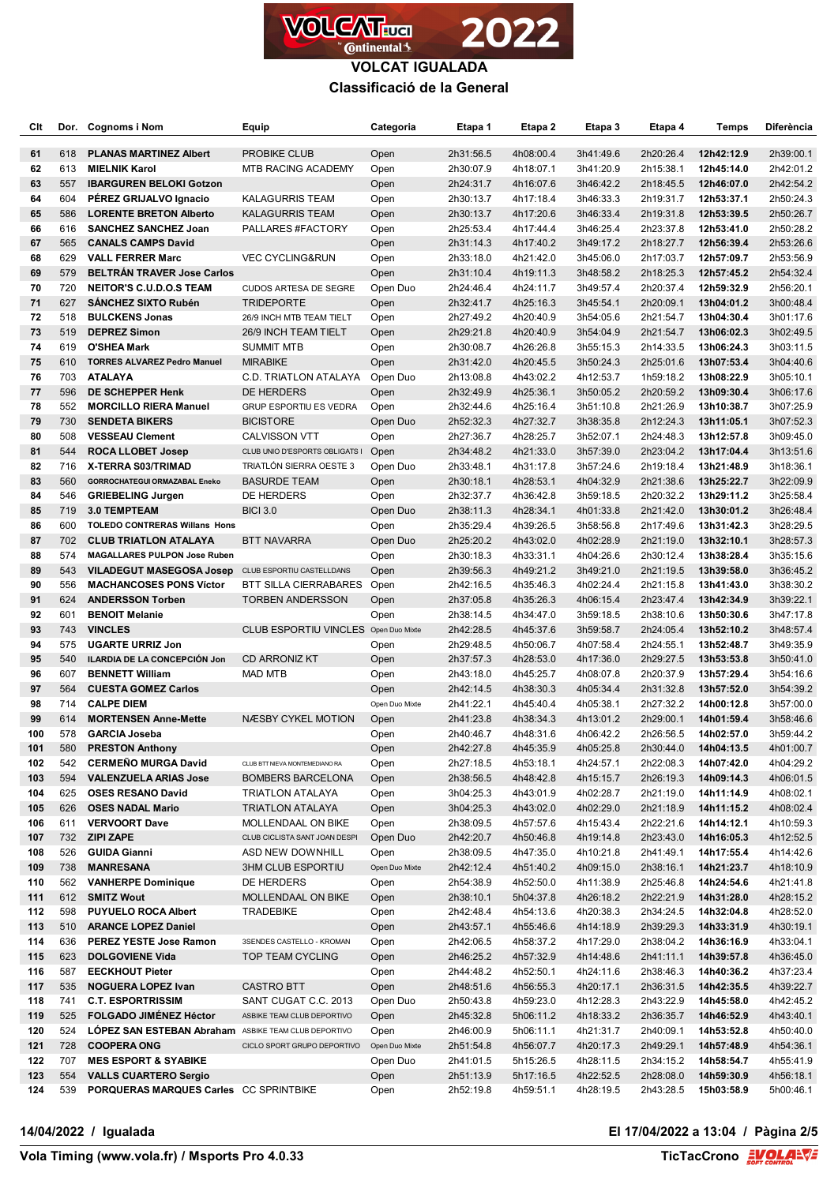# VOLCAT IGUALADA

## Classificació de la General

| Clt | Dor. | Cognoms i Nom | Equip | Categoria | Etapa 1 | Etapa 2 | Etapa 3 | Etapa 4 | Temps | Diferència |
|---|---|---|---|---|---|---|---|---|---|---|
| 61 | 618 | **PLANAS MARTINEZ Albert** | PROBIKE CLUB | Open | 2h31:56.5 | 4h08:00.4 | 3h41:49.6 | 2h20:26.4 | **12h42:12.9** | 2h39:00.1 |
| 62 | 613 | **MIELNIK Karol** | MTB RACING ACADEMY | Open | 2h30:07.9 | 4h18:07.1 | 3h41:20.9 | 2h15:38.1 | **12h45:14.0** | 2h42:01.2 |
| 63 | 557 | **IBARGUREN BELOKI Gotzon** | | Open | 2h24:31.7 | 4h16:07.6 | 3h46:42.2 | 2h18:45.5 | **12h46:07.0** | 2h42:54.2 |
| 64 | 604 | **PÉREZ GRIJALVO Ignacio** | KALAGURRIS TEAM | Open | 2h30:13.7 | 4h17:18.4 | 3h46:33.3 | 2h19:31.7 | **12h53:37.1** | 2h50:24.3 |
| 65 | 586 | **LORENTE BRETON Alberto** | KALAGURRIS TEAM | Open | 2h30:13.7 | 4h17:20.6 | 3h46:33.4 | 2h19:31.8 | **12h53:39.5** | 2h50:26.7 |
| 66 | 616 | **SANCHEZ SANCHEZ Joan** | PALLARES #FACTORY | Open | 2h25:53.4 | 4h17:44.4 | 3h46:25.4 | 2h23:37.8 | **12h53:41.0** | 2h50:28.2 |
| 67 | 565 | **CANALS CAMPS David** | | Open | 2h31:14.3 | 4h17:40.2 | 3h49:17.2 | 2h18:27.7 | **12h56:39.4** | 2h53:26.6 |
| 68 | 629 | **VALL FERRER Marc** | VEC CYCLING&RUN | Open | 2h33:18.0 | 4h21:42.0 | 3h45:06.0 | 2h17:03.7 | **12h57:09.7** | 2h53:56.9 |
| 69 | 579 | **BELTRÁN TRAVER Jose Carlos** | | Open | 2h31:10.4 | 4h19:11.3 | 3h48:58.2 | 2h18:25.3 | **12h57:45.2** | 2h54:32.4 |
| 70 | 720 | **NEITOR'S C.U.D.O.S TEAM** | CUDOS ARTESA DE SEGRE | Open Duo | 2h24:46.4 | 4h24:11.7 | 3h49:57.4 | 2h20:37.4 | **12h59:32.9** | 2h56:20.1 |
| 71 | 627 | **SÁNCHEZ SIXTO Rubén** | TRIDEPORTE | Open | 2h32:41.7 | 4h25:16.3 | 3h45:54.1 | 2h20:09.1 | **13h04:01.2** | 3h00:48.4 |
| 72 | 518 | **BULCKENS Jonas** | 26/9 INCH MTB TEAM TIELT | Open | 2h27:49.2 | 4h20:40.9 | 3h54:05.6 | 2h21:54.7 | **13h04:30.4** | 3h01:17.6 |
| 73 | 519 | **DEPREZ Simon** | 26/9 INCH TEAM TIELT | Open | 2h29:21.8 | 4h20:40.9 | 3h54:04.9 | 2h21:54.7 | **13h06:02.3** | 3h02:49.5 |
| 74 | 619 | **O'SHEA Mark** | SUMMIT MTB | Open | 2h30:08.7 | 4h26:26.8 | 3h55:15.3 | 2h14:33.5 | **13h06:24.3** | 3h03:11.5 |
| 75 | 610 | **TORRES ALVAREZ Pedro Manuel** | MIRABIKE | Open | 2h31:42.0 | 4h20:45.5 | 3h50:24.3 | 2h25:01.6 | **13h07:53.4** | 3h04:40.6 |
| 76 | 703 | **ATALAYA** | C.D. TRIATLON ATALAYA | Open Duo | 2h13:08.8 | 4h43:02.2 | 4h12:53.7 | 1h59:18.2 | **13h08:22.9** | 3h05:10.1 |
| 77 | 596 | **DE SCHEPPER Henk** | DE HERDERS | Open | 2h32:49.9 | 4h25:36.1 | 3h50:05.2 | 2h20:59.2 | **13h09:30.4** | 3h06:17.6 |
| 78 | 552 | **MORCILLO RIERA Manuel** | GRUP ESPORTIU ES VEDRA | Open | 2h32:44.6 | 4h25:16.4 | 3h51:10.8 | 2h21:26.9 | **13h10:38.7** | 3h07:25.9 |
| 79 | 730 | **SENDETA BIKERS** | BICISTORE | Open Duo | 2h52:32.3 | 4h27:32.7 | 3h38:35.8 | 2h12:24.3 | **13h11:05.1** | 3h07:52.3 |
| 80 | 508 | **VESSEAU Clement** | CALVISSON VTT | Open | 2h27:36.7 | 4h28:25.7 | 3h52:07.1 | 2h24:48.3 | **13h12:57.8** | 3h09:45.0 |
| 81 | 544 | **ROCA LLOBET Josep** | CLUB UNIO D'ESPORTS OBLIGATS I | Open | 2h34:48.2 | 4h21:33.0 | 3h57:39.0 | 2h23:04.2 | **13h17:04.4** | 3h13:51.6 |
| 82 | 716 | **X-TERRA S03/TRIMAD** | TRIATLÓN SIERRA OESTE 3 | Open Duo | 2h33:48.1 | 4h31:17.8 | 3h57:24.6 | 2h19:18.4 | **13h21:48.9** | 3h18:36.1 |
| 83 | 560 | **GORROCHATEGUI ORMAZABAL Eneko** | BASURDE TEAM | Open | 2h30:18.1 | 4h28:53.1 | 4h04:32.9 | 2h21:38.6 | **13h25:22.7** | 3h22:09.9 |
| 84 | 546 | **GRIEBELING Jurgen** | DE HERDERS | Open | 2h32:37.7 | 4h36:42.8 | 3h59:18.5 | 2h20:32.2 | **13h29:11.2** | 3h25:58.4 |
| 85 | 719 | **3.0 TEMPTEAM** | BICI 3.0 | Open Duo | 2h38:11.3 | 4h28:34.1 | 4h01:33.8 | 2h21:42.0 | **13h30:01.2** | 3h26:48.4 |
| 86 | 600 | **TOLEDO CONTRERAS Willans Hons** | | Open | 2h35:29.4 | 4h39:26.5 | 3h58:56.8 | 2h17:49.6 | **13h31:42.3** | 3h28:29.5 |
| 87 | 702 | **CLUB TRIATLON ATALAYA** | BTT NAVARRA | Open Duo | 2h25:20.2 | 4h43:02.0 | 4h02:28.9 | 2h21:19.0 | **13h32:10.1** | 3h28:57.3 |
| 88 | 574 | **MAGALLARES PULPON Jose Ruben** | | Open | 2h30:18.3 | 4h33:31.1 | 4h04:26.6 | 2h30:12.4 | **13h38:28.4** | 3h35:15.6 |
| 89 | 543 | **VILADEGUT MASEGOSA Josep** | CLUB ESPORTIU CASTELLDANS | Open | 2h39:56.3 | 4h49:21.2 | 3h49:21.0 | 2h21:19.5 | **13h39:58.0** | 3h36:45.2 |
| 90 | 556 | **MACHANCOSES PONS Víctor** | BTT SILLA CIERRABARES | Open | 2h42:16.5 | 4h35:46.3 | 4h02:24.4 | 2h21:15.8 | **13h41:43.0** | 3h38:30.2 |
| 91 | 624 | **ANDERSSON Torben** | TORBEN ANDERSSON | Open | 2h37:05.8 | 4h35:26.3 | 4h06:15.4 | 2h23:47.4 | **13h42:34.9** | 3h39:22.1 |
| 92 | 601 | **BENOIT Melanie** | | Open | 2h38:14.5 | 4h34:47.0 | 3h59:18.5 | 2h38:10.6 | **13h50:30.6** | 3h47:17.8 |
| 93 | 743 | **VINCLES** | CLUB ESPORTIU VINCLES | Open Duo Mixte | 2h42:28.5 | 4h45:37.6 | 3h59:58.7 | 2h24:05.4 | **13h52:10.2** | 3h48:57.4 |
| 94 | 575 | **UGARTE URRIZ Jon** | | Open | 2h29:48.5 | 4h50:06.7 | 4h07:58.4 | 2h24:55.1 | **13h52:48.7** | 3h49:35.9 |
| 95 | 540 | **ILARDIA DE LA CONCEPCIÓN Jon** | CD ARRONIZ KT | Open | 2h37:57.3 | 4h28:53.0 | 4h17:36.0 | 2h29:27.5 | **13h53:53.8** | 3h50:41.0 |
| 96 | 607 | **BENNETT William** | MAD MTB | Open | 2h43:18.0 | 4h45:25.7 | 4h08:07.8 | 2h20:37.9 | **13h57:29.4** | 3h54:16.6 |
| 97 | 564 | **CUESTA GOMEZ Carlos** | | Open | 2h42:14.5 | 4h38:30.3 | 4h05:34.4 | 2h31:32.8 | **13h57:52.0** | 3h54:39.2 |
| 98 | 714 | **CALPE DIEM** | | Open Duo Mixte | 2h41:22.1 | 4h45:40.4 | 4h05:38.1 | 2h27:32.2 | **14h00:12.8** | 3h57:00.0 |
| 99 | 614 | **MORTENSEN Anne-Mette** | NÆSBY CYKEL MOTION | Open | 2h41:23.8 | 4h38:34.3 | 4h13:01.2 | 2h29:00.1 | **14h01:59.4** | 3h58:46.6 |
| 100 | 578 | **GARCIA Joseba** | | Open | 2h40:46.7 | 4h38:31.6 | 4h05:42.2 | 2h26:56.5 | **14h02:57.0** | 3h59:44.2 |
| 101 | 580 | **PRESTON Anthony** | | Open | 2h42:27.8 | 4h45:35.9 | 4h05:25.8 | 2h30:44.0 | **14h04:13.5** | 4h01:00.7 |
| 102 | 542 | **CERMEÑO MURGA David** | CLUB BTT NIEVA MONTEMEDIANO RA | Open | 2h27:18.5 | 4h53:18.1 | 4h24:57.1 | 2h22:08.3 | **14h07:42.0** | 4h04:29.2 |
| 103 | 594 | **VALENZUELA ARIAS Jose** | BOMBERS BARCELONA | Open | 2h38:56.5 | 4h48:42.8 | 4h15:15.7 | 2h26:19.3 | **14h09:14.3** | 4h06:01.5 |
| 104 | 625 | **OSES RESANO David** | TRIATLON ATALAYA | Open | 3h04:25.3 | 4h43:01.9 | 4h02:28.7 | 2h21:19.0 | **14h11:14.9** | 4h08:02.1 |
| 105 | 626 | **OSES NADAL Mario** | TRIATLON ATALAYA | Open | 3h04:25.3 | 4h43:02.0 | 4h02:29.0 | 2h21:18.9 | **14h11:15.2** | 4h08:02.4 |
| 106 | 611 | **VERVOORT Dave** | MOLLENDAAL ON BIKE | Open | 2h38:09.5 | 4h57:57.6 | 4h15:43.4 | 2h22:21.6 | **14h14:12.1** | 4h10:59.3 |
| 107 | 732 | **ZIPI ZAPE** | CLUB CICLISTA SANT JOAN DESPI | Open Duo | 2h42:20.7 | 4h50:46.8 | 4h19:14.8 | 2h23:43.0 | **14h16:05.3** | 4h12:52.5 |
| 108 | 526 | **GUIDA Gianni** | ASD NEW DOWNHILL | Open | 2h38:09.5 | 4h47:35.0 | 4h10:21.8 | 2h41:49.1 | **14h17:55.4** | 4h14:42.6 |
| 109 | 738 | **MANRESANA** | 3HM CLUB ESPORTIU | Open Duo Mixte | 2h42:12.4 | 4h51:40.2 | 4h09:15.0 | 2h38:16.1 | **14h21:23.7** | 4h18:10.9 |
| 110 | 562 | **VANHERPE Dominique** | DE HERDERS | Open | 2h54:38.9 | 4h52:50.0 | 4h11:38.9 | 2h25:46.8 | **14h24:54.6** | 4h21:41.8 |
| 111 | 612 | **SMITZ Wout** | MOLLENDAAL ON BIKE | Open | 2h38:10.1 | 5h04:37.8 | 4h26:18.2 | 2h22:21.9 | **14h31:28.0** | 4h28:15.2 |
| 112 | 598 | **PUYUELO ROCA Albert** | TRADEBIKE | Open | 2h42:48.4 | 4h54:13.6 | 4h20:38.3 | 2h34:24.5 | **14h32:04.8** | 4h28:52.0 |
| 113 | 510 | **ARANCE LOPEZ Daniel** | | Open | 2h43:57.1 | 4h55:46.6 | 4h14:18.9 | 2h39:29.3 | **14h33:31.9** | 4h30:19.1 |
| 114 | 636 | **PEREZ YESTE Jose Ramon** | 3SENDES CASTELLO - KROMAN | Open | 2h42:06.5 | 4h58:37.2 | 4h17:29.0 | 2h38:04.2 | **14h36:16.9** | 4h33:04.1 |
| 115 | 623 | **DOLGOVIENE Vida** | TOP TEAM CYCLING | Open | 2h46:25.2 | 4h57:32.9 | 4h14:48.6 | 2h41:11.1 | **14h39:57.8** | 4h36:45.0 |
| 116 | 587 | **EECKHOUT Pieter** | | Open | 2h44:48.2 | 4h52:50.1 | 4h24:11.6 | 2h38:46.3 | **14h40:36.2** | 4h37:23.4 |
| 117 | 535 | **NOGUERA LOPEZ Ivan** | CASTRO BTT | Open | 2h48:51.6 | 4h56:55.3 | 4h20:17.1 | 2h36:31.5 | **14h42:35.5** | 4h39:22.7 |
| 118 | 741 | **C.T. ESPORTRISSIM** | SANT CUGAT C.C. 2013 | Open Duo | 2h50:43.8 | 4h59:23.0 | 4h12:28.3 | 2h43:22.9 | **14h45:58.0** | 4h42:45.2 |
| 119 | 525 | **FOLGADO JIMÉNEZ Héctor** | ASBIKE TEAM CLUB DEPORTIVO | Open | 2h45:32.8 | 5h06:11.2 | 4h18:33.2 | 2h36:35.7 | **14h46:52.9** | 4h43:40.1 |
| 120 | 524 | **LÓPEZ SAN ESTEBAN Abraham** | ASBIKE TEAM CLUB DEPORTIVO | Open | 2h46:00.9 | 5h06:11.1 | 4h21:31.7 | 2h40:09.1 | **14h53:52.8** | 4h50:40.0 |
| 121 | 728 | **COOPERA ONG** | CICLO SPORT GRUPO DEPORTIVO | Open Duo Mixte | 2h51:54.8 | 4h56:07.7 | 4h20:17.3 | 2h49:29.1 | **14h57:48.9** | 4h54:36.1 |
| 122 | 707 | **MES ESPORT & SYABIKE** | | Open Duo | 2h41:01.5 | 5h15:26.5 | 4h28:11.5 | 2h34:15.2 | **14h58:54.7** | 4h55:41.9 |
| 123 | 554 | **VALLS CUARTERO Sergio** | | Open | 2h51:13.9 | 5h17:16.5 | 4h22:52.5 | 2h28:08.0 | **14h59:30.9** | 4h56:18.1 |
| 124 | 539 | **PORQUERAS MARQUES Carles** | CC SPRINTBIKE | Open | 2h52:19.8 | 4h59:51.1 | 4h28:19.5 | 2h43:28.5 | **15h03:58.9** | 5h00:46.1 |

**14/04/2022 / Igualada** — **El 17/04/2022 a 13:04**

**Vola Timing (www.vola.fr) / Msports Pro 4.0.33** — **TicTacCrono**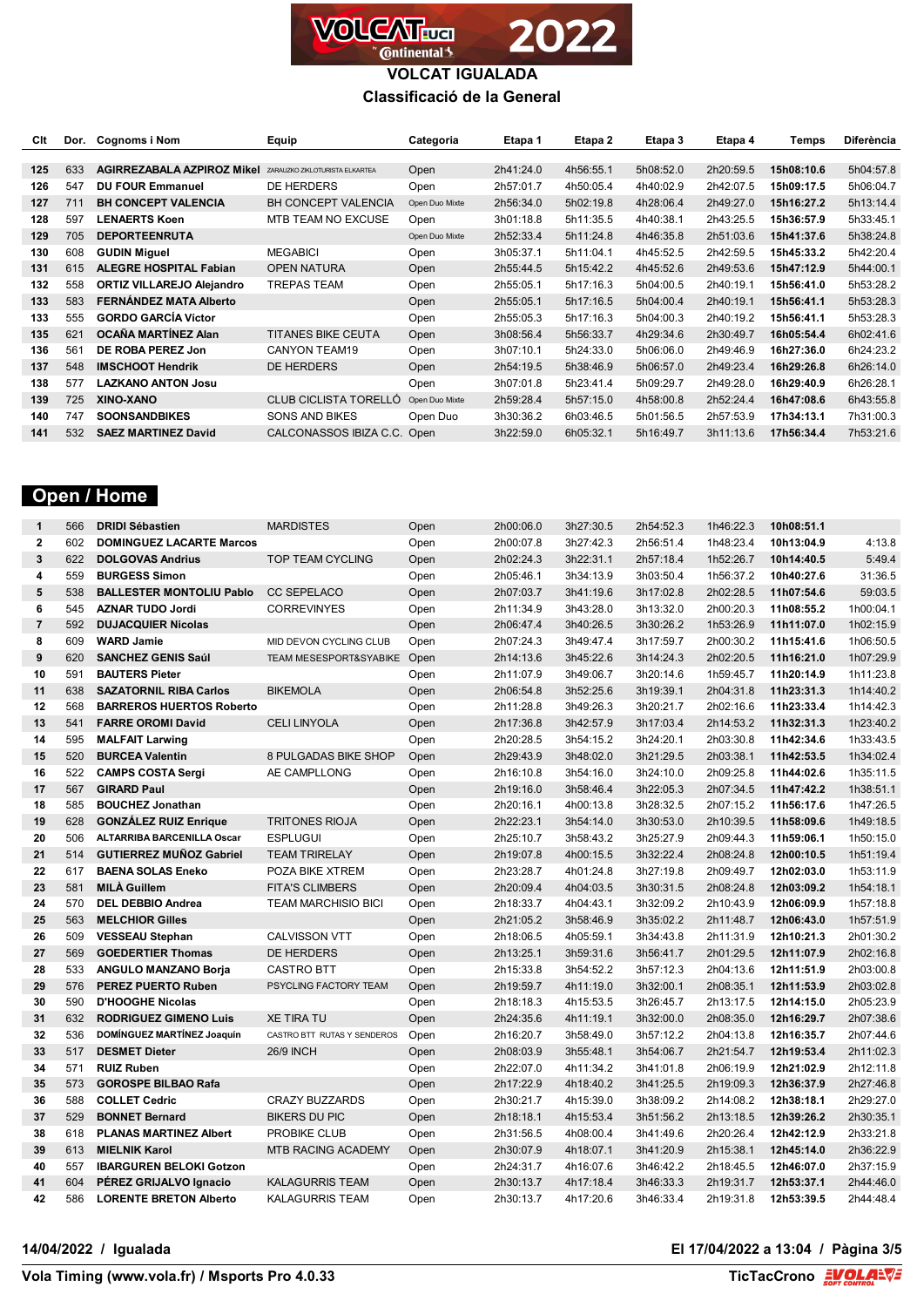# VOLCAT IGUALADA

## Classificació de la General

| Clt | Dor. | Cognoms i Nom | Equip | Categoria | Etapa 1 | Etapa 2 | Etapa 3 | Etapa 4 | Temps | Diferència |
|---|---|---|---|---|---|---|---|---|---|---|
| 125 | 633 | **AGIRREZABALA AZPIROZ Mikel** | ZARAUZKO ZIKLOTURISTA ELKARTEA | Open | 2h41:24.0 | 4h56:55.1 | 5h08:52.0 | 2h20:59.5 | **15h08:10.6** | 5h04:57.8 |
| 126 | 547 | **DU FOUR Emmanuel** | DE HERDERS | Open | 2h57:01.7 | 4h50:05.4 | 4h40:02.9 | 2h42:07.5 | **15h09:17.5** | 5h06:04.7 |
| 127 | 711 | **BH CONCEPT VALENCIA** | BH CONCEPT VALENCIA | Open Duo Mixte | 2h56:34.0 | 5h02:19.8 | 4h28:06.4 | 2h49:27.0 | **15h16:27.2** | 5h13:14.4 |
| 128 | 597 | **LENAERTS Koen** | MTB TEAM NO EXCUSE | Open | 3h01:18.8 | 5h11:35.5 | 4h40:38.1 | 2h43:25.5 | **15h36:57.9** | 5h33:45.1 |
| 129 | 705 | **DEPORTEENRUTA** | | Open Duo Mixte | 2h52:33.4 | 5h11:24.8 | 4h46:35.8 | 2h51:03.6 | **15h41:37.6** | 5h38:24.8 |
| 130 | 608 | **GUDIN Miguel** | MEGABICI | Open | 3h05:37.1 | 5h11:04.1 | 4h45:52.5 | 2h42:59.5 | **15h45:33.2** | 5h42:20.4 |
| 131 | 615 | **ALEGRE HOSPITAL Fabian** | OPEN NATURA | Open | 2h55:44.5 | 5h15:42.2 | 4h45:52.6 | 2h49:53.6 | **15h47:12.9** | 5h44:00.1 |
| 132 | 558 | **ORTIZ VILLAREJO Alejandro** | TREPAS TEAM | Open | 2h55:05.1 | 5h17:16.3 | 5h04:00.5 | 2h40:19.1 | **15h56:41.0** | 5h53:28.2 |
| 133 | 583 | **FERNÁNDEZ MATA Alberto** | | Open | 2h55:05.1 | 5h17:16.5 | 5h04:00.4 | 2h40:19.1 | **15h56:41.1** | 5h53:28.3 |
| 133 | 555 | **GORDO GARCÍA Victor** | | Open | 2h55:05.3 | 5h17:16.3 | 5h04:00.3 | 2h40:19.2 | **15h56:41.1** | 5h53:28.3 |
| 135 | 621 | **OCAÑA MARTÍNEZ Alan** | TITANES BIKE CEUTA | Open | 3h08:56.4 | 5h56:33.7 | 4h29:34.6 | 2h30:49.7 | **16h05:54.4** | 6h02:41.6 |
| 136 | 561 | **DE ROBA PEREZ Jon** | CANYON TEAM19 | Open | 3h07:10.1 | 5h24:33.0 | 5h06:06.0 | 2h49:46.9 | **16h27:36.0** | 6h24:23.2 |
| 137 | 548 | **IMSCHOOT Hendrik** | DE HERDERS | Open | 2h54:19.5 | 5h38:46.9 | 5h06:57.0 | 2h49:23.4 | **16h29:26.8** | 6h26:14.0 |
| 138 | 577 | **LAZKANO ANTON Josu** | | Open | 3h07:01.8 | 5h23:41.4 | 5h09:29.7 | 2h49:28.0 | **16h29:40.9** | 6h26:28.1 |
| 139 | 725 | **XINO-XANO** | CLUB CICLISTA TORELLÓ | Open Duo Mixte | 2h59:28.4 | 5h57:15.0 | 4h58:00.8 | 2h52:24.4 | **16h47:08.6** | 6h43:55.8 |
| 140 | 747 | **SOONSANDBIKES** | SONS AND BIKES | Open Duo | 3h30:36.2 | 6h03:46.5 | 5h01:56.5 | 2h57:53.9 | **17h34:13.1** | 7h31:00.3 |
| 141 | 532 | **SAEZ MARTINEZ David** | CALCONASSOS IBIZA C.C. | Open | 3h22:59.0 | 6h05:32.1 | 5h16:49.7 | 3h11:13.6 | **17h56:34.4** | 7h53:21.6 |

## Open / Home

| Clt | Dor. | Cognoms i Nom | Equip | Categoria | Etapa 1 | Etapa 2 | Etapa 3 | Etapa 4 | Temps | Diferència |
|---|---|---|---|---|---|---|---|---|---|---|
| 1 | 566 | **DRIDI Sébastien** | MARDISTES | Open | 2h00:06.0 | 3h27:30.5 | 2h54:52.3 | 1h46:22.3 | **10h08:51.1** | |
| 2 | 602 | **DOMINGUEZ LACARTE Marcos** | | Open | 2h00:07.8 | 3h27:42.3 | 2h56:51.4 | 1h48:23.4 | **10h13:04.9** | 4:13.8 |
| 3 | 622 | **DOLGOVAS Andrius** | TOP TEAM CYCLING | Open | 2h02:24.3 | 3h22:31.1 | 2h57:18.4 | 1h52:26.7 | **10h14:40.5** | 5:49.4 |
| 4 | 559 | **BURGESS Simon** | | Open | 2h05:46.1 | 3h34:13.9 | 3h03:50.4 | 1h56:37.2 | **10h40:27.6** | 31:36.5 |
| 5 | 538 | **BALLESTER MONTOLIU Pablo** | CC SEPELACO | Open | 2h07:03.7 | 3h41:19.6 | 3h17:02.8 | 2h02:28.5 | **11h07:54.6** | 59:03.5 |
| 6 | 545 | **AZNAR TUDO Jordi** | CORREVINYES | Open | 2h11:34.9 | 3h43:28.0 | 3h13:32.0 | 2h00:20.3 | **11h08:55.2** | 1h00:04.1 |
| 7 | 592 | **DUJACQUIER Nicolas** | | Open | 2h06:47.4 | 3h40:26.5 | 3h30:26.2 | 1h53:26.9 | **11h11:07.0** | 1h02:15.9 |
| 8 | 609 | **WARD Jamie** | MID DEVON CYCLING CLUB | Open | 2h07:24.3 | 3h49:47.4 | 3h17:59.7 | 2h00:30.2 | **11h15:41.6** | 1h06:50.5 |
| 9 | 620 | **SANCHEZ GENIS Saúl** | TEAM MESESPORT&SYABIKE | Open | 2h14:13.6 | 3h45:22.6 | 3h14:24.3 | 2h02:20.5 | **11h16:21.0** | 1h07:29.9 |
| 10 | 591 | **BAUTERS Pieter** | | Open | 2h11:07.9 | 3h49:06.7 | 3h20:14.6 | 1h59:45.7 | **11h20:14.9** | 1h11:23.8 |
| 11 | 638 | **SAZATORNIL RIBA Carlos** | BIKEMOLA | Open | 2h06:54.8 | 3h52:25.6 | 3h19:39.1 | 2h04:31.8 | **11h23:31.3** | 1h14:40.2 |
| 12 | 568 | **BARREROS HUERTOS Roberto** | | Open | 2h11:28.8 | 3h49:26.3 | 3h20:21.7 | 2h02:16.6 | **11h23:33.4** | 1h14:42.3 |
| 13 | 541 | **FARRE OROMI David** | CELI LINYOLA | Open | 2h17:36.8 | 3h42:57.9 | 3h17:03.4 | 2h14:53.2 | **11h32:31.3** | 1h23:40.2 |
| 14 | 595 | **MALFAIT Larwing** | | Open | 2h20:28.5 | 3h54:15.2 | 3h24:20.1 | 2h03:30.8 | **11h42:34.6** | 1h33:43.5 |
| 15 | 520 | **BURCEA Valentin** | 8 PULGADAS BIKE SHOP | Open | 2h29:43.9 | 3h48:02.0 | 3h21:29.5 | 2h03:38.1 | **11h42:53.5** | 1h34:02.4 |
| 16 | 522 | **CAMPS COSTA Sergi** | AE CAMPLLONG | Open | 2h16:10.8 | 3h54:16.0 | 3h24:10.0 | 2h09:25.8 | **11h44:02.6** | 1h35:11.5 |
| 17 | 567 | **GIRARD Paul** | | Open | 2h19:16.0 | 3h58:46.4 | 3h22:05.3 | 2h07:34.5 | **11h47:42.2** | 1h38:51.1 |
| 18 | 585 | **BOUCHEZ Jonathan** | | Open | 2h20:16.1 | 4h00:13.8 | 3h28:32.5 | 2h07:15.2 | **11h56:17.6** | 1h47:26.5 |
| 19 | 628 | **GONZÁLEZ RUIZ Enrique** | TRITONES RIOJA | Open | 2h22:23.1 | 3h54:14.0 | 3h30:53.0 | 2h10:39.5 | **11h58:09.6** | 1h49:18.5 |
| 20 | 506 | **ALTARRIBA BARCENILLA Oscar** | ESPLUGUI | Open | 2h25:10.7 | 3h58:43.2 | 3h25:27.9 | 2h09:44.3 | **11h59:06.1** | 1h50:15.0 |
| 21 | 514 | **GUTIERREZ MUÑOZ Gabriel** | TEAM TRIRELAY | Open | 2h19:07.8 | 4h00:15.5 | 3h32:22.4 | 2h08:24.8 | **12h00:10.5** | 1h51:19.4 |
| 22 | 617 | **BAENA SOLAS Eneko** | POZA BIKE XTREM | Open | 2h23:28.7 | 4h01:24.8 | 3h27:19.8 | 2h09:49.7 | **12h02:03.0** | 1h53:11.9 |
| 23 | 581 | **MILÀ Guillem** | FITA'S CLIMBERS | Open | 2h20:09.4 | 4h04:03.5 | 3h30:31.5 | 2h08:24.8 | **12h03:09.2** | 1h54:18.1 |
| 24 | 570 | **DEL DEBBIO Andrea** | TEAM MARCHISIO BICI | Open | 2h18:33.7 | 4h04:43.1 | 3h32:09.2 | 2h10:43.9 | **12h06:09.9** | 1h57:18.8 |
| 25 | 563 | **MELCHIOR Gilles** | | Open | 2h21:05.2 | 3h58:46.9 | 3h35:02.2 | 2h11:48.7 | **12h06:43.0** | 1h57:51.9 |
| 26 | 509 | **VESSEAU Stephan** | CALVISSON VTT | Open | 2h18:06.5 | 4h05:59.1 | 3h34:43.8 | 2h11:31.9 | **12h10:21.3** | 2h01:30.2 |
| 27 | 569 | **GOEDERTIER Thomas** | DE HERDERS | Open | 2h13:25.1 | 3h59:31.6 | 3h56:41.7 | 2h01:29.5 | **12h11:07.9** | 2h02:16.8 |
| 28 | 533 | **ANGULO MANZANO Borja** | CASTRO BTT | Open | 2h15:33.8 | 3h54:52.2 | 3h57:12.3 | 2h04:13.6 | **12h11:51.9** | 2h03:00.8 |
| 29 | 576 | **PEREZ PUERTO Ruben** | PSYCLING FACTORY TEAM | Open | 2h19:59.7 | 4h11:19.0 | 3h32:00.1 | 2h08:35.1 | **12h11:53.9** | 2h03:02.8 |
| 30 | 590 | **D'HOOGHE Nicolas** | | Open | 2h18:18.3 | 4h15:53.5 | 3h26:45.7 | 2h13:17.5 | **12h14:15.0** | 2h05:23.9 |
| 31 | 632 | **RODRIGUEZ GIMENO Luis** | XE TIRA TU | Open | 2h24:35.6 | 4h11:19.1 | 3h32:00.0 | 2h08:35.0 | **12h16:29.7** | 2h07:38.6 |
| 32 | 536 | **DOMÍNGUEZ MARTÍNEZ Joaquín** | CASTRO BTT RUTAS Y SENDEROS | Open | 2h16:20.7 | 3h58:49.0 | 3h57:12.2 | 2h04:13.8 | **12h16:35.7** | 2h07:44.6 |
| 33 | 517 | **DESMET Dieter** | 26/9 INCH | Open | 2h08:03.9 | 3h55:48.1 | 3h54:06.7 | 2h21:54.7 | **12h19:53.4** | 2h11:02.3 |
| 34 | 571 | **RUIZ Ruben** | | Open | 2h22:07.0 | 4h11:34.2 | 3h41:01.8 | 2h06:19.9 | **12h21:02.9** | 2h12:11.8 |
| 35 | 573 | **GOROSPE BILBAO Rafa** | | Open | 2h17:22.9 | 4h18:40.2 | 3h41:25.5 | 2h19:09.3 | **12h36:37.9** | 2h27:46.8 |
| 36 | 588 | **COLLET Cedric** | CRAZY BUZZARDS | Open | 2h30:21.7 | 4h15:39.0 | 3h38:09.2 | 2h14:08.2 | **12h38:18.1** | 2h29:27.0 |
| 37 | 529 | **BONNET Bernard** | BIKERS DU PIC | Open | 2h18:18.1 | 4h15:53.4 | 3h51:56.2 | 2h13:18.5 | **12h39:26.2** | 2h30:35.1 |
| 38 | 618 | **PLANAS MARTINEZ Albert** | PROBIKE CLUB | Open | 2h31:56.5 | 4h08:00.4 | 3h41:49.6 | 2h20:26.4 | **12h42:12.9** | 2h33:21.8 |
| 39 | 613 | **MIELNIK Karol** | MTB RACING ACADEMY | Open | 2h30:07.9 | 4h18:07.1 | 3h41:20.9 | 2h15:38.1 | **12h45:14.0** | 2h36:22.9 |
| 40 | 557 | **IBARGUREN BELOKI Gotzon** | | Open | 2h24:31.7 | 4h16:07.6 | 3h46:42.2 | 2h18:45.5 | **12h46:07.0** | 2h37:15.9 |
| 41 | 604 | **PÉREZ GRIJALVO Ignacio** | KALAGURRIS TEAM | Open | 2h30:13.7 | 4h17:18.4 | 3h46:33.3 | 2h19:31.7 | **12h53:37.1** | 2h44:46.0 |
| 42 | 586 | **LORENTE BRETON Alberto** | KALAGURRIS TEAM | Open | 2h30:13.7 | 4h17:20.6 | 3h46:33.4 | 2h19:31.8 | **12h53:39.5** | 2h44:48.4 |

**14/04/2022 / Igualada**

**Vola Timing (www.vola.fr) / Msports Pro 4.0.33**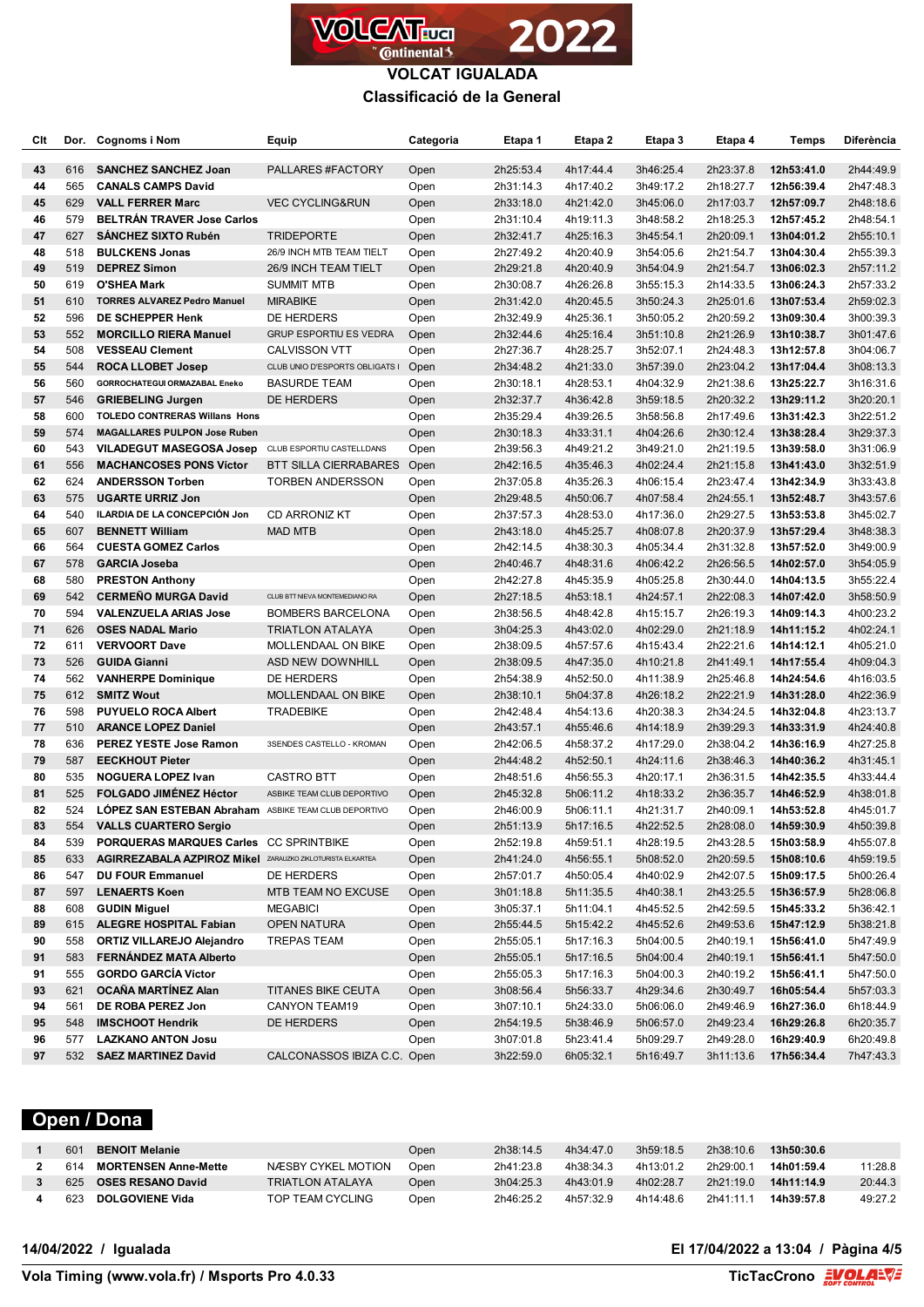# VOLCAT IGUALADA

## Classificació de la General

| Clt | Dor. | Cognoms i Nom | Equip | Categoria | Etapa 1 | Etapa 2 | Etapa 3 | Etapa 4 | Temps | Diferència |
|---|---|---|---|---|---|---|---|---|---|---|
| 43 | 616 | **SANCHEZ SANCHEZ Joan** | PALLARES #FACTORY | Open | 2h25:53.4 | 4h17:44.4 | 3h46:25.4 | 2h23:37.8 | **12h53:41.0** | 2h44:49.9 |
| 44 | 565 | **CANALS CAMPS David** | | Open | 2h31:14.3 | 4h17:40.2 | 3h49:17.2 | 2h18:27.7 | **12h56:39.4** | 2h47:48.3 |
| 45 | 629 | **VALL FERRER Marc** | VEC CYCLING&RUN | Open | 2h33:18.0 | 4h21:42.0 | 3h45:06.0 | 2h17:03.7 | **12h57:09.7** | 2h48:18.6 |
| 46 | 579 | **BELTRÁN TRAVER Jose Carlos** | | Open | 2h31:10.4 | 4h19:11.3 | 3h48:58.2 | 2h18:25.3 | **12h57:45.2** | 2h48:54.1 |
| 47 | 627 | **SÁNCHEZ SIXTO Rubén** | TRIDEPORTE | Open | 2h32:41.7 | 4h25:16.3 | 3h45:54.1 | 2h20:09.1 | **13h04:01.2** | 2h55:10.1 |
| 48 | 518 | **BULCKENS Jonas** | 26/9 INCH MTB TEAM TIELT | Open | 2h27:49.2 | 4h20:40.9 | 3h54:05.6 | 2h21:54.7 | **13h04:30.4** | 2h55:39.3 |
| 49 | 519 | **DEPREZ Simon** | 26/9 INCH TEAM TIELT | Open | 2h29:21.8 | 4h20:40.9 | 3h54:04.9 | 2h21:54.7 | **13h06:02.3** | 2h57:11.2 |
| 50 | 619 | **O'SHEA Mark** | SUMMIT MTB | Open | 2h30:08.7 | 4h26:26.8 | 3h55:15.3 | 2h14:33.5 | **13h06:24.3** | 2h57:33.2 |
| 51 | 610 | **TORRES ALVAREZ Pedro Manuel** | MIRABIKE | Open | 2h31:42.0 | 4h20:45.5 | 3h50:24.3 | 2h25:01.6 | **13h07:53.4** | 2h59:02.3 |
| 52 | 596 | **DE SCHEPPER Henk** | DE HERDERS | Open | 2h32:49.9 | 4h25:36.1 | 3h50:05.2 | 2h20:59.2 | **13h09:30.4** | 3h00:39.3 |
| 53 | 552 | **MORCILLO RIERA Manuel** | GRUP ESPORTIU ES VEDRA | Open | 2h32:44.6 | 4h25:16.4 | 3h51:10.8 | 2h21:26.9 | **13h10:38.7** | 3h01:47.6 |
| 54 | 508 | **VESSEAU Clement** | CALVISSON VTT | Open | 2h27:36.7 | 4h28:25.7 | 3h52:07.1 | 2h24:48.3 | **13h12:57.8** | 3h04:06.7 |
| 55 | 544 | **ROCA LLOBET Josep** | CLUB UNIO D'ESPORTS OBLIGATS I | Open | 2h34:48.2 | 4h21:33.0 | 3h57:39.0 | 2h23:04.2 | **13h17:04.4** | 3h08:13.3 |
| 56 | 560 | **GORROCHATEGUI ORMAZABAL Eneko** | BASURDE TEAM | Open | 2h30:18.1 | 4h28:53.1 | 4h04:32.9 | 2h21:38.6 | **13h25:22.7** | 3h16:31.6 |
| 57 | 546 | **GRIEBELING Jurgen** | DE HERDERS | Open | 2h32:37.7 | 4h36:42.8 | 3h59:18.5 | 2h20:32.2 | **13h29:11.2** | 3h20:20.1 |
| 58 | 600 | **TOLEDO CONTRERAS Willans Hons** | | Open | 2h35:29.4 | 4h39:26.5 | 3h58:56.8 | 2h17:49.6 | **13h31:42.3** | 3h22:51.2 |
| 59 | 574 | **MAGALLARES PULPON Jose Ruben** | | Open | 2h30:18.3 | 4h33:31.1 | 4h04:26.6 | 2h30:12.4 | **13h38:28.4** | 3h29:37.3 |
| 60 | 543 | **VILADEGUT MASEGOSA Josep** | CLUB ESPORTIU CASTELLDANS | Open | 2h39:56.3 | 4h49:21.2 | 3h49:21.0 | 2h21:19.5 | **13h39:58.0** | 3h31:06.9 |
| 61 | 556 | **MACHANCOSES PONS Víctor** | BTT SILLA CIERRABARES | Open | 2h42:16.5 | 4h35:46.3 | 4h02:24.4 | 2h21:15.8 | **13h41:43.0** | 3h32:51.9 |
| 62 | 624 | **ANDERSSON Torben** | TORBEN ANDERSSON | Open | 2h37:05.8 | 4h35:26.3 | 4h06:15.4 | 2h23:47.4 | **13h42:34.9** | 3h33:43.8 |
| 63 | 575 | **UGARTE URRIZ Jon** | | Open | 2h29:48.5 | 4h50:06.7 | 4h07:58.4 | 2h24:55.1 | **13h52:48.7** | 3h43:57.6 |
| 64 | 540 | **ILARDIA DE LA CONCEPCIÓN Jon** | CD ARRONIZ KT | Open | 2h30:57.3 | 4h28:53.0 | 4h20:07.3 | 2h29:27.5 | **13h53:53.8** | 3h45:02.7 |
| 65 | 607 | **BENNETT William** | MAD MTB | Open | 2h43:18.0 | 4h45:25.7 | 4h08:07.8 | 2h20:37.9 | **13h57:29.4** | 3h48:38.3 |
| 66 | 564 | **CUESTA GOMEZ Carlos** | | Open | 2h42:14.5 | 4h38:30.3 | 4h05:34.4 | 2h31:32.8 | **13h57:52.0** | 3h49:00.9 |
| 67 | 578 | **GARCIA Joseba** | | Open | 2h40:46.7 | 4h48:31.6 | 4h06:42.2 | 2h26:56.5 | **14h02:57.0** | 3h54:05.9 |
| 68 | 580 | **PRESTON Anthony** | | Open | 2h42:27.8 | 4h45:35.9 | 4h05:25.8 | 2h30:44.0 | **14h04:13.5** | 3h55:22.4 |
| 69 | 542 | **CERMEÑO MURGA David** | CLUB BTT NIEVA MONTEMEDIANO RA | Open | 2h27:18.5 | 4h53:18.1 | 4h24:57.1 | 2h22:08.3 | **14h07:42.0** | 3h58:50.9 |
| 70 | 594 | **VALENZUELA ARIAS Jose** | BOMBERS BARCELONA | Open | 2h38:56.5 | 4h48:42.8 | 4h15:15.7 | 2h26:19.3 | **14h09:14.3** | 4h00:23.2 |
| 71 | 626 | **OSES NADAL Mario** | TRIATLON ATALAYA | Open | 3h04:25.3 | 4h43:02.0 | 4h02:29.0 | 2h21:18.9 | **14h11:15.2** | 4h02:24.1 |
| 72 | 611 | **VERVOORT Dave** | MOLLENDAAL ON BIKE | Open | 2h38:09.5 | 4h57:57.6 | 4h15:43.4 | 2h22:21.6 | **14h14:12.1** | 4h05:21.0 |
| 73 | 526 | **GUIDA Gianni** | ASD NEW DOWNHILL | Open | 2h38:09.5 | 4h47:35.0 | 4h10:21.8 | 2h41:49.1 | **14h17:55.4** | 4h09:04.3 |
| 74 | 562 | **VANHERPE Dominique** | DE HERDERS | Open | 2h54:38.9 | 4h52:50.0 | 4h11:38.9 | 2h25:46.8 | **14h24:54.6** | 4h16:03.5 |
| 75 | 612 | **SMITZ Wout** | MOLLENDAAL ON BIKE | Open | 2h38:10.1 | 5h04:37.8 | 4h26:18.2 | 2h22:21.9 | **14h31:28.0** | 4h22:36.9 |
| 76 | 598 | **PUYUELO ROCA Albert** | TRADEBIKE | Open | 2h42:48.4 | 4h54:13.6 | 4h20:38.3 | 2h34:24.5 | **14h32:04.8** | 4h23:13.7 |
| 77 | 510 | **ARANCE LOPEZ Daniel** | | Open | 2h43:57.1 | 4h55:46.6 | 4h14:18.9 | 2h39:29.3 | **14h33:31.9** | 4h24:40.8 |
| 78 | 636 | **PEREZ YESTE Jose Ramon** | 3SENDES CASTELLO - KROMAN | Open | 2h42:06.5 | 4h58:37.2 | 4h17:29.0 | 2h38:04.2 | **14h36:16.9** | 4h27:25.8 |
| 79 | 587 | **EECKHOUT Pieter** | | Open | 2h44:48.2 | 4h52:50.1 | 4h24:11.6 | 2h38:46.3 | **14h40:36.2** | 4h31:45.1 |
| 80 | 535 | **NOGUERA LOPEZ Ivan** | CASTRO BTT | Open | 2h48:51.6 | 4h56:55.3 | 4h20:17.1 | 2h36:31.5 | **14h42:35.5** | 4h33:44.4 |
| 81 | 525 | **FOLGADO JIMÉNEZ Héctor** | ASBIKE TEAM CLUB DEPORTIVO | Open | 2h45:32.8 | 5h06:11.2 | 4h18:33.2 | 2h36:35.7 | **14h46:52.9** | 4h38:01.8 |
| 82 | 524 | **LÓPEZ SAN ESTEBAN Abraham** | ASBIKE TEAM CLUB DEPORTIVO | Open | 2h46:00.9 | 5h06:11.1 | 4h21:31.7 | 2h40:09.1 | **14h53:52.8** | 4h45:01.7 |
| 83 | 554 | **VALLS CUARTERO Sergio** | | Open | 2h51:13.9 | 5h17:16.5 | 4h22:52.5 | 2h28:08.0 | **14h59:30.9** | 4h50:39.8 |
| 84 | 539 | **PORQUERAS MARQUES Carles** | CC SPRINTBIKE | Open | 2h52:19.8 | 4h59:51.1 | 4h28:19.5 | 2h43:28.5 | **15h03:58.9** | 4h55:07.8 |
| 85 | 633 | **AGIRREZABALA AZPIROZ Mikel** | ZARAUZKO ZIKLOTURISTA ELKARTEA | Open | 2h41:24.0 | 4h56:55.1 | 5h08:52.0 | 2h20:59.5 | **15h08:10.6** | 4h59:19.5 |
| 86 | 547 | **DU FOUR Emmanuel** | DE HERDERS | Open | 2h57:01.7 | 4h50:05.4 | 4h40:02.9 | 2h42:07.5 | **15h09:17.5** | 5h00:26.4 |
| 87 | 597 | **LENAERTS Koen** | MTB TEAM NO EXCUSE | Open | 3h01:18.8 | 5h11:35.5 | 4h40:38.1 | 2h43:25.5 | **15h36:57.9** | 5h28:06.8 |
| 88 | 608 | **GUDIN Miguel** | MEGABICI | Open | 3h05:37.1 | 5h11:04.1 | 4h45:52.5 | 2h42:59.5 | **15h45:33.2** | 5h36:42.1 |
| 89 | 615 | **ALEGRE HOSPITAL Fabian** | OPEN NATURA | Open | 2h55:44.5 | 5h15:42.2 | 4h45:52.6 | 2h49:53.6 | **15h47:12.9** | 5h38:21.8 |
| 90 | 558 | **ORTIZ VILLAREJO Alejandro** | TREPAS TEAM | Open | 2h55:05.1 | 5h17:16.3 | 5h04:00.5 | 2h40:19.1 | **15h56:41.0** | 5h47:49.9 |
| 91 | 583 | **FERNÁNDEZ MATA Alberto** | | Open | 2h55:05.1 | 5h17:16.5 | 5h04:00.4 | 2h40:19.1 | **15h56:41.1** | 5h47:50.0 |
| 91 | 555 | **GORDO GARCÍA Víctor** | | Open | 2h55:05.3 | 5h17:16.3 | 5h04:00.3 | 2h40:19.2 | **15h56:41.1** | 5h47:50.0 |
| 93 | 621 | **OCAÑA MARTÍNEZ Alan** | TITANES BIKE CEUTA | Open | 3h08:56.4 | 5h56:33.7 | 4h29:34.6 | 2h30:49.7 | **16h05:54.4** | 5h57:03.3 |
| 94 | 561 | **DE ROBA PEREZ Jon** | CANYON TEAM19 | Open | 3h07:10.1 | 5h24:33.0 | 5h06:06.0 | 2h49:46.9 | **16h27:36.0** | 6h18:44.9 |
| 95 | 548 | **IMSCHOOT Hendrik** | DE HERDERS | Open | 2h54:19.5 | 5h38:46.9 | 5h06:57.0 | 2h49:23.4 | **16h29:26.8** | 6h20:35.7 |
| 96 | 577 | **LAZKANO ANTON Josu** | | Open | 3h07:01.8 | 5h23:41.4 | 5h09:29.7 | 2h49:28.0 | **16h29:40.9** | 6h20:49.8 |
| 97 | 532 | **SAEZ MARTINEZ David** | CALCONASSOS IBIZA C.C. | Open | 3h22:59.0 | 6h05:32.1 | 5h16:49.7 | 3h11:13.6 | **17h56:34.4** | 7h47:43.3 |

## Open / Dona

| Clt | Dor. | Cognoms i Nom | Equip | Categoria | Etapa 1 | Etapa 2 | Etapa 3 | Etapa 4 | Temps | Diferència |
|---|---|---|---|---|---|---|---|---|---|---|
| 1 | 601 | **BENOIT Melanie** | | Open | 2h38:14.5 | 4h34:47.0 | 3h59:18.5 | 2h38:10.6 | **13h50:30.6** | |
| 2 | 614 | **MORTENSEN Anne-Mette** | NÆSBY CYKEL MOTION | Open | 2h41:23.8 | 4h38:34.3 | 4h13:01.2 | 2h29:00.1 | **14h01:59.4** | 11:28.8 |
| 3 | 625 | **OSES RESANO David** | TRIATLON ATALAYA | Open | 3h04:25.3 | 4h43:01.9 | 4h02:28.7 | 2h21:19.0 | **14h11:14.9** | 20:44.3 |
| 4 | 623 | **DOLGOVIENE Vida** | TOP TEAM CYCLING | Open | 2h46:25.2 | 4h57:32.9 | 4h14:48.6 | 2h41:11.1 | **14h39:57.8** | 49:27.2 |

**14/04/2022 / Igualada** — **El 17/04/2022 a 13:04 / Pàgina 4/5**

**Vola Timing (www.vola.fr) / Msports Pro 4.0.33** — **TicTacCrono**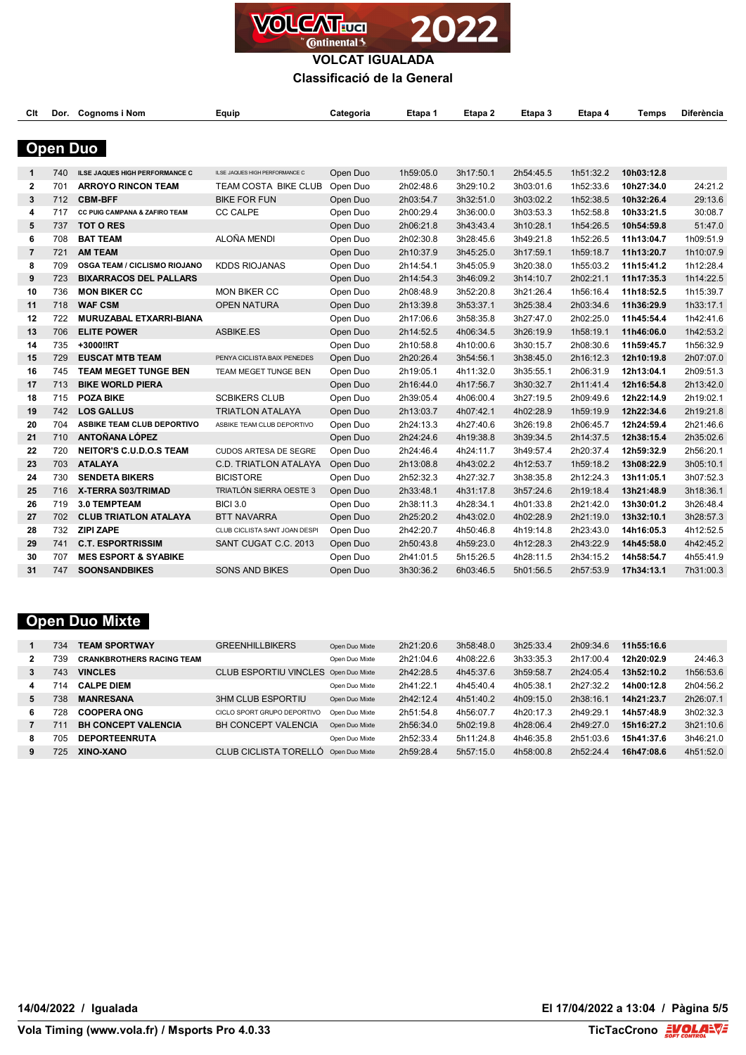# VOLCAT IGUALADA

## Classificació de la General

## Open Duo

| Clt | Dor. | Cognoms i Nom | Equip | Categoria | Etapa 1 | Etapa 2 | Etapa 3 | Etapa 4 | Temps | Diferència |
|---|---|---|---|---|---|---|---|---|---|---|
| 1 | 740 | **ILSE JAQUES HIGH PERFORMANCE C** | ILSE JAQUES HIGH PERFORMANCE C | Open Duo | 1h59:05.0 | 3h17:50.1 | 2h54:45.5 | 1h51:32.2 | **10h03:12.8** | |
| 2 | 701 | **ARROYO RINCON TEAM** | TEAM COSTA BIKE CLUB | Open Duo | 2h02:48.6 | 3h29:10.2 | 3h03:01.6 | 1h52:33.6 | **10h27:34.0** | 24:21.2 |
| 3 | 712 | **CBM-BFF** | BIKE FOR FUN | Open Duo | 2h03:54.7 | 3h32:51.0 | 3h03:02.2 | 1h52:38.5 | **10h32:26.4** | 29:13.6 |
| 4 | 717 | **CC PUIG CAMPANA & ZAFIRO TEAM** | CC CALPE | Open Duo | 2h00:29.4 | 3h36:00.0 | 3h03:53.3 | 1h52:58.8 | **10h33:21.5** | 30:08.7 |
| 5 | 737 | **TOT O RES** | | Open Duo | 2h06:21.8 | 3h43:43.4 | 3h10:28.1 | 1h54:26.5 | **10h54:59.8** | 51:47.0 |
| 6 | 708 | **BAT TEAM** | ALOÑA MENDI | Open Duo | 2h02:30.8 | 3h28:45.6 | 3h49:21.8 | 1h52:26.5 | **11h13:04.7** | 1h09:51.9 |
| 7 | 721 | **AM TEAM** | | Open Duo | 2h10:37.9 | 3h45:25.0 | 3h17:59.1 | 1h59:18.7 | **11h13:20.7** | 1h10:07.9 |
| 8 | 709 | **OSGA TEAM / CICLISMO RIOJANO** | KDDS RIOJANAS | Open Duo | 2h14:54.1 | 3h45:05.9 | 3h20:38.0 | 1h55:03.2 | **11h15:41.2** | 1h12:28.4 |
| 9 | 723 | **BIXARRACOS DEL PALLARS** | | Open Duo | 2h14:54.3 | 3h46:09.2 | 3h14:10.7 | 2h02:21.1 | **11h17:35.3** | 1h14:22.5 |
| 10 | 736 | **MON BIKER CC** | MON BIKER CC | Open Duo | 2h08:48.9 | 3h52:20.8 | 3h21:26.4 | 1h56:16.4 | **11h18:52.5** | 1h15:39.7 |
| 11 | 718 | **WAF CSM** | OPEN NATURA | Open Duo | 2h13:39.8 | 3h53:37.1 | 3h25:38.4 | 2h03:34.6 | **11h36:29.9** | 1h33:17.1 |
| 12 | 722 | **MURUZABAL ETXARRI-BIANA** | | Open Duo | 2h17:06.6 | 3h58:35.8 | 3h27:47.0 | 2h02:25.0 | **11h45:54.4** | 1h42:41.6 |
| 13 | 706 | **ELITE POWER** | ASBIKE.ES | Open Duo | 2h14:52.5 | 4h06:34.5 | 3h26:19.9 | 1h58:19.1 | **11h46:06.0** | 1h42:53.2 |
| 14 | 735 | **+3000!!RT** | | Open Duo | 2h10:58.8 | 4h10:00.6 | 3h30:15.7 | 2h08:30.6 | **11h59:45.7** | 1h56:32.9 |
| 15 | 729 | **ESCAT MTB TEAM** | PENYA CICLISTA BAIX PENEDES | Open Duo | 2h20:26.4 | 3h54:56.1 | 3h38:45.0 | 2h16:12.3 | **12h10:19.8** | 2h07:07.0 |
| 16 | 745 | **TEAM MEGET TUNGE BEN** | TEAM MEGET TUNGE BEN | Open Duo | 2h19:05.1 | 4h11:32.0 | 3h35:55.1 | 2h06:31.9 | **12h13:04.1** | 2h09:51.3 |
| 17 | 713 | **BIKE WORLD PIERA** | | Open Duo | 2h16:44.0 | 4h17:56.7 | 3h30:32.7 | 2h11:41.4 | **12h16:54.8** | 2h13:42.0 |
| 18 | 715 | **POZA BIKE** | SCBIKERS CLUB | Open Duo | 2h39:05.4 | 4h06:00.4 | 3h27:19.5 | 2h09:49.6 | **12h22:14.9** | 2h19:02.1 |
| 19 | 742 | **LOS GALLUS** | TRIATLON ATALAYA | Open Duo | 2h13:03.7 | 4h07:42.1 | 4h02:28.9 | 1h59:19.9 | **12h22:34.6** | 2h19:21.8 |
| 20 | 704 | **ASBIKE TEAM CLUB DEPORTIVO** | ASBIKE TEAM CLUB DEPORTIVO | Open Duo | 2h24:13.3 | 4h27:40.6 | 3h26:19.8 | 2h06:45.7 | **12h24:59.4** | 2h21:46.6 |
| 21 | 710 | **ANTOÑANA LÓPEZ** | | Open Duo | 2h24:24.6 | 4h19:38.8 | 3h39:34.5 | 2h14:37.5 | **12h38:15.4** | 2h35:02.6 |
| 22 | 720 | **NEITOR'S C.U.D.O.S TEAM** | CUDOS ARTESA DE SEGRE | Open Duo | 2h24:46.4 | 4h24:11.7 | 3h49:57.4 | 2h20:37.4 | **12h59:32.9** | 2h56:20.1 |
| 23 | 703 | **ATALAYA** | C.D. TRIATLON ATALAYA | Open Duo | 2h13:08.8 | 4h43:02.2 | 4h12:53.7 | 1h59:18.2 | **13h08:22.9** | 3h05:10.1 |
| 24 | 730 | **SENDETA BIKERS** | BICISTORE | Open Duo | 2h52:32.3 | 4h27:32.7 | 3h38:35.8 | 2h12:24.3 | **13h11:05.1** | 3h07:52.3 |
| 25 | 716 | **X-TERRA S03/TRIMAD** | TRIATLÓN SIERRA OESTE 3 | Open Duo | 2h33:48.1 | 4h31:17.8 | 3h57:24.6 | 2h19:18.4 | **13h21:48.9** | 3h18:36.1 |
| 26 | 719 | **3.0 TEMPTEAM** | BICI 3.0 | Open Duo | 2h38:11.3 | 4h28:34.1 | 4h01:33.8 | 2h21:42.0 | **13h30:01.2** | 3h26:48.4 |
| 27 | 702 | **CLUB TRIATLON ATALAYA** | BTT NAVARRA | Open Duo | 2h25:20.2 | 4h43:02.0 | 4h02:28.9 | 2h21:19.0 | **13h32:10.1** | 3h28:57.3 |
| 28 | 732 | **ZIPI ZAPE** | CLUB CICLISTA SANT JOAN DESPI | Open Duo | 2h42:20.7 | 4h50:46.8 | 4h19:14.8 | 2h23:43.0 | **14h16:05.3** | 4h12:52.5 |
| 29 | 741 | **C.T. ESPORTRISSIM** | SANT CUGAT C.C. 2013 | Open Duo | 2h50:43.8 | 4h59:23.0 | 4h12:28.3 | 2h43:22.9 | **14h45:58.0** | 4h42:45.2 |
| 30 | 707 | **MES ESPORT & SYABIKE** | | Open Duo | 2h41:01.5 | 5h15:26.5 | 4h28:11.5 | 2h34:15.2 | **14h58:54.7** | 4h55:41.9 |
| 31 | 747 | **SOONSANDBIKES** | SONS AND BIKES | Open Duo | 3h30:36.2 | 6h03:46.5 | 5h01:56.5 | 2h57:53.9 | **17h34:13.1** | 7h31:00.3 |

## Open Duo Mixte

| Clt | Dor. | Cognoms i Nom | Equip | Categoria | Etapa 1 | Etapa 2 | Etapa 3 | Etapa 4 | Temps | Diferència |
|---|---|---|---|---|---|---|---|---|---|---|
| 1 | 734 | **TEAM SPORTWAY** | GREENHILLBIKERS | Open Duo Mixte | 2h21:20.6 | 3h58:48.0 | 3h25:33.4 | 2h09:34.6 | **11h55:16.6** | |
| 2 | 739 | **CRANKBROTHERS RACING TEAM** | | Open Duo Mixte | 2h21:04.6 | 4h08:22.6 | 3h33:35.3 | 2h17:00.4 | **12h20:02.9** | 24:46.3 |
| 3 | 743 | **VINCLES** | CLUB ESPORTIU VINCLES | Open Duo Mixte | 2h42:28.5 | 4h45:37.6 | 3h59:58.7 | 2h24:05.4 | **13h52:10.2** | 1h56:53.6 |
| 4 | 714 | **CALPE DIEM** | | Open Duo Mixte | 2h41:22.1 | 4h45:40.4 | 4h05:38.1 | 2h27:32.2 | **14h00:12.8** | 2h04:56.2 |
| 5 | 738 | **MANRESANA** | 3HM CLUB ESPORTIU | Open Duo Mixte | 2h42:12.4 | 4h51:40.2 | 4h09:15.0 | 2h38:16.1 | **14h21:23.7** | 2h26:07.1 |
| 6 | 728 | **COOPERA ONG** | CICLO SPORT GRUPO DEPORTIVO | Open Duo Mixte | 2h51:54.8 | 4h56:07.7 | 4h20:17.3 | 2h49:29.1 | **14h57:48.9** | 3h02:32.3 |
| 7 | 711 | **BH CONCEPT VALENCIA** | BH CONCEPT VALENCIA | Open Duo Mixte | 2h56:34.0 | 5h02:19.8 | 4h28:06.4 | 2h49:27.0 | **15h16:27.2** | 3h21:10.6 |
| 8 | 705 | **DEPORTEENRUTA** | | Open Duo Mixte | 2h52:33.4 | 5h11:24.8 | 4h46:35.8 | 2h51:03.6 | **15h41:37.6** | 3h46:21.0 |
| 9 | 725 | **XINO-XANO** | CLUB CICLISTA TORELLÓ | Open Duo Mixte | 2h59:28.4 | 5h57:15.0 | 4h58:00.8 | 2h52:24.4 | **16h47:08.6** | 4h51:52.0 |

14/04/2022 / Igualada — El 17/04/2022 a 13:04

Vola Timing (www.vola.fr) / Msports Pro 4.0.33 — TicTacCrono